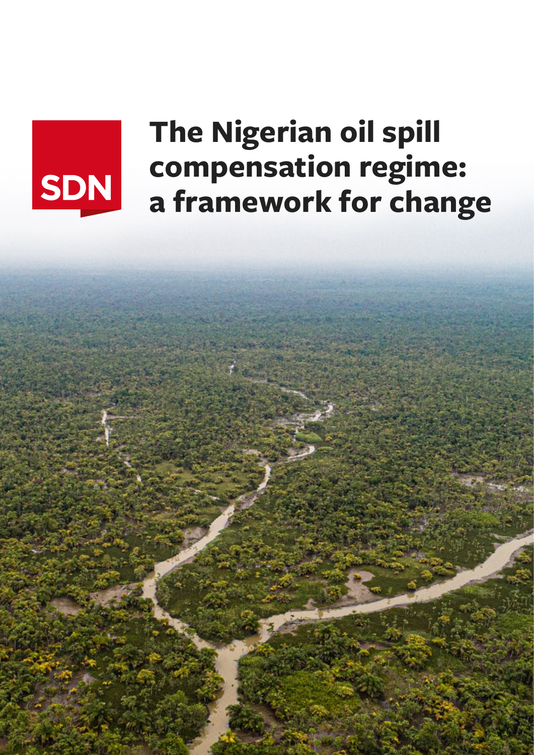SDN

# The Nigerian oil spill compensation regime: a framework for change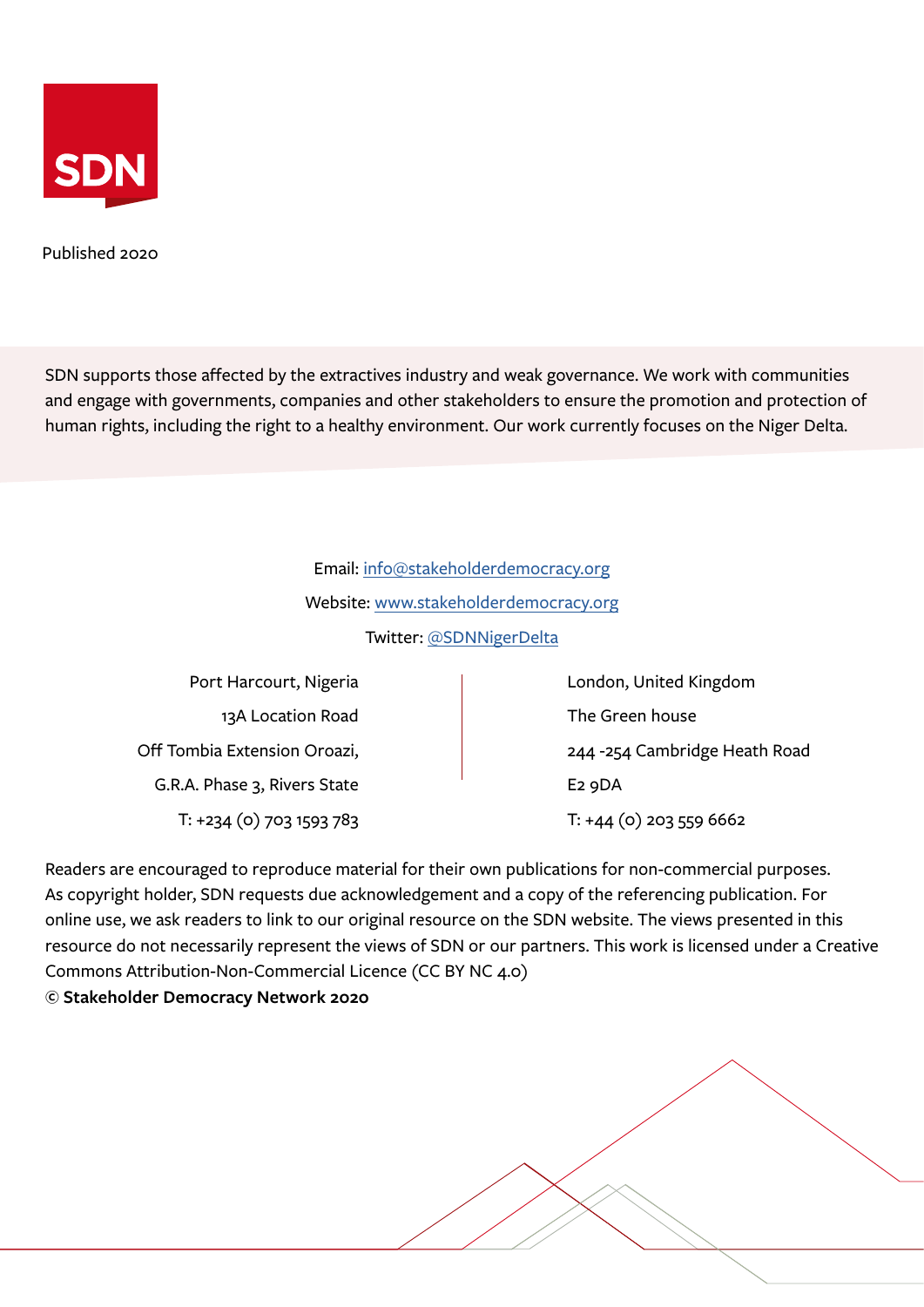SDN

Published 2020

SDN supports those affected by the extractives industry and weak governance. We work with communities and engage with governments, companies and other stakeholders to ensure the promotion and protection of human rights, including the right to a healthy environment. Our work currently focuses on the Niger Delta.

Email: [info@stakeholderdemocracy.org](mailto:info@stakeholderdemocracy.org)

Website: [www.stakeholderdemocracy.org](http://www.stakeholderdemocracy.org)

Twitter: @SDNNigerDelta

Port Harcourt, Nigeria
13A Location Road
Off Tombia Extension Oroazi,
G.R.A. Phase 3, Rivers State
T: +234 (0) 703 1593 783

London, United Kingdom
The Green house
244 -254 Cambridge Heath Road
E2 9DA
T: +44 (0) 203 559 6662

Readers are encouraged to reproduce material for their own publications for non-commercial purposes. As copyright holder, SDN requests due acknowledgement and a copy of the referencing publication. For online use, we ask readers to link to our original resource on the SDN website. The views presented in this resource do not necessarily represent the views of SDN or our partners. This work is licensed under a Creative Commons Attribution-Non-Commercial Licence (CC BY NC 4.0)

**© Stakeholder Democracy Network 2020**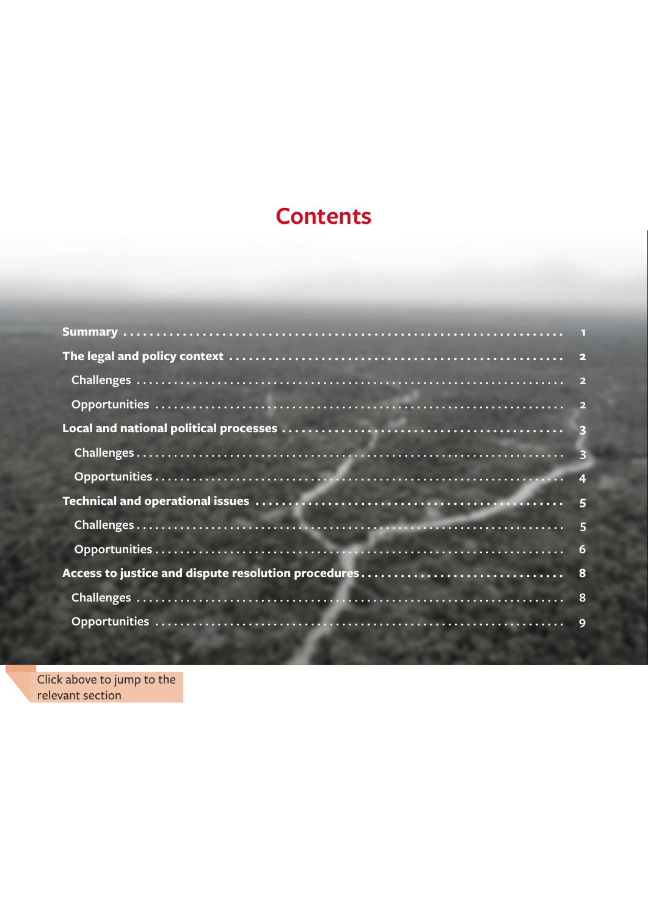# Contents

- **Summary** ........ 1
- **The legal and policy context** ........ 2
  - Challenges ........ 2
  - Opportunities ........ 2
- **Local and national political processes** ........ 3
  - Challenges ........ 3
  - Opportunities ........ 4
- **Technical and operational issues** ........ 5
  - Challenges ........ 5
  - Opportunities ........ 6
- **Access to justice and dispute resolution procedures** ........ 8
  - Challenges ........ 8
  - Opportunities ........ 9

Click above to jump to the relevant section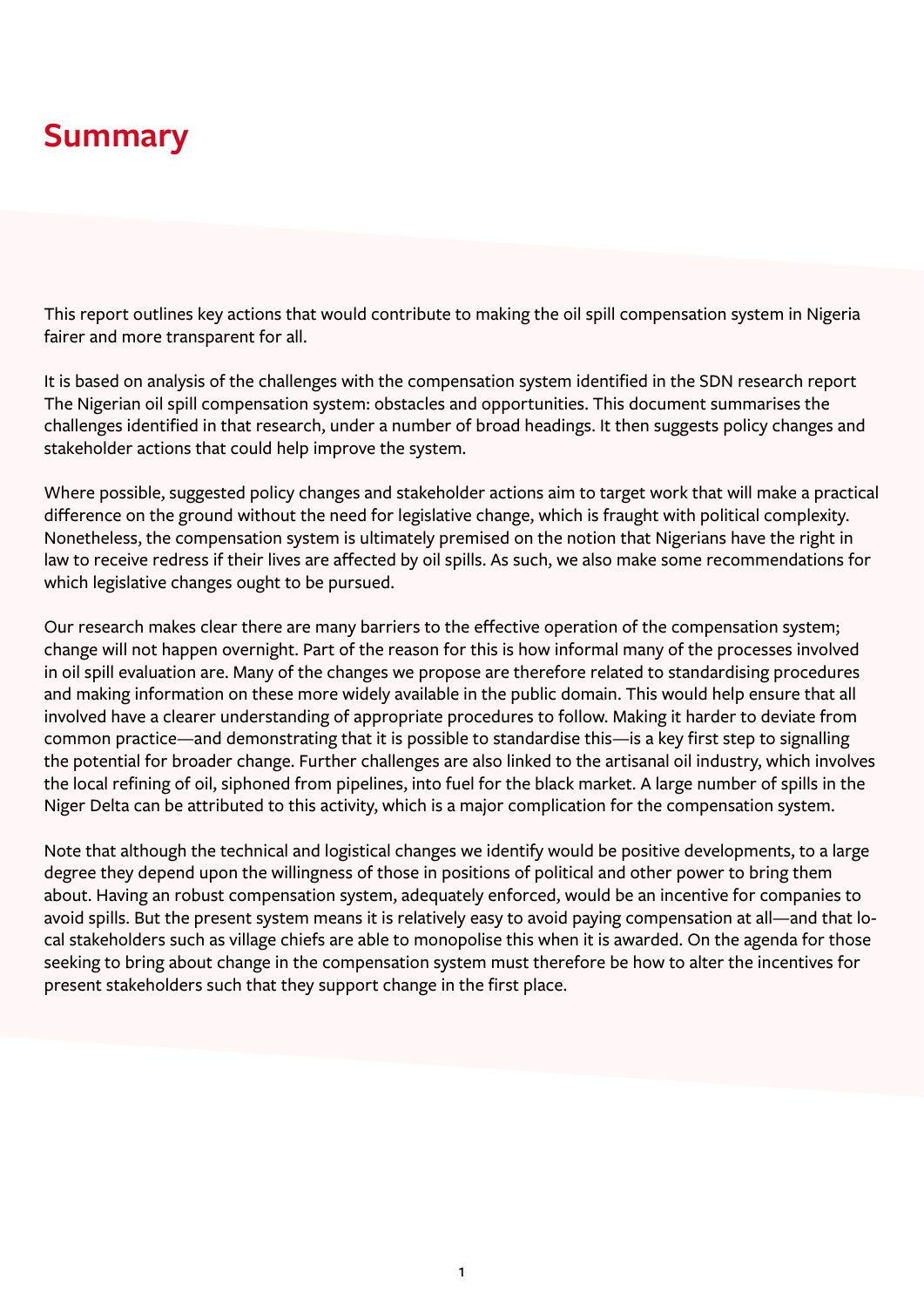# Summary

This report outlines key actions that would contribute to making the oil spill compensation system in Nigeria fairer and more transparent for all.

It is based on analysis of the challenges with the compensation system identified in the SDN research report The Nigerian oil spill compensation system: obstacles and opportunities. This document summarises the challenges identified in that research, under a number of broad headings. It then suggests policy changes and stakeholder actions that could help improve the system.

Where possible, suggested policy changes and stakeholder actions aim to target work that will make a practical difference on the ground without the need for legislative change, which is fraught with political complexity. Nonetheless, the compensation system is ultimately premised on the notion that Nigerians have the right in law to receive redress if their lives are affected by oil spills. As such, we also make some recommendations for which legislative changes ought to be pursued.

Our research makes clear there are many barriers to the effective operation of the compensation system; change will not happen overnight. Part of the reason for this is how informal many of the processes involved in oil spill evaluation are. Many of the changes we propose are therefore related to standardising procedures and making information on these more widely available in the public domain. This would help ensure that all involved have a clearer understanding of appropriate procedures to follow. Making it harder to deviate from common practice—and demonstrating that it is possible to standardise this—is a key first step to signalling the potential for broader change. Further challenges are also linked to the artisanal oil industry, which involves the local refining of oil, siphoned from pipelines, into fuel for the black market. A large number of spills in the Niger Delta can be attributed to this activity, which is a major complication for the compensation system.

Note that although the technical and logistical changes we identify would be positive developments, to a large degree they depend upon the willingness of those in positions of political and other power to bring them about. Having an robust compensation system, adequately enforced, would be an incentive for companies to avoid spills. But the present system means it is relatively easy to avoid paying compensation at all—and that local stakeholders such as village chiefs are able to monopolise this when it is awarded. On the agenda for those seeking to bring about change in the compensation system must therefore be how to alter the incentives for present stakeholders such that they support change in the first place.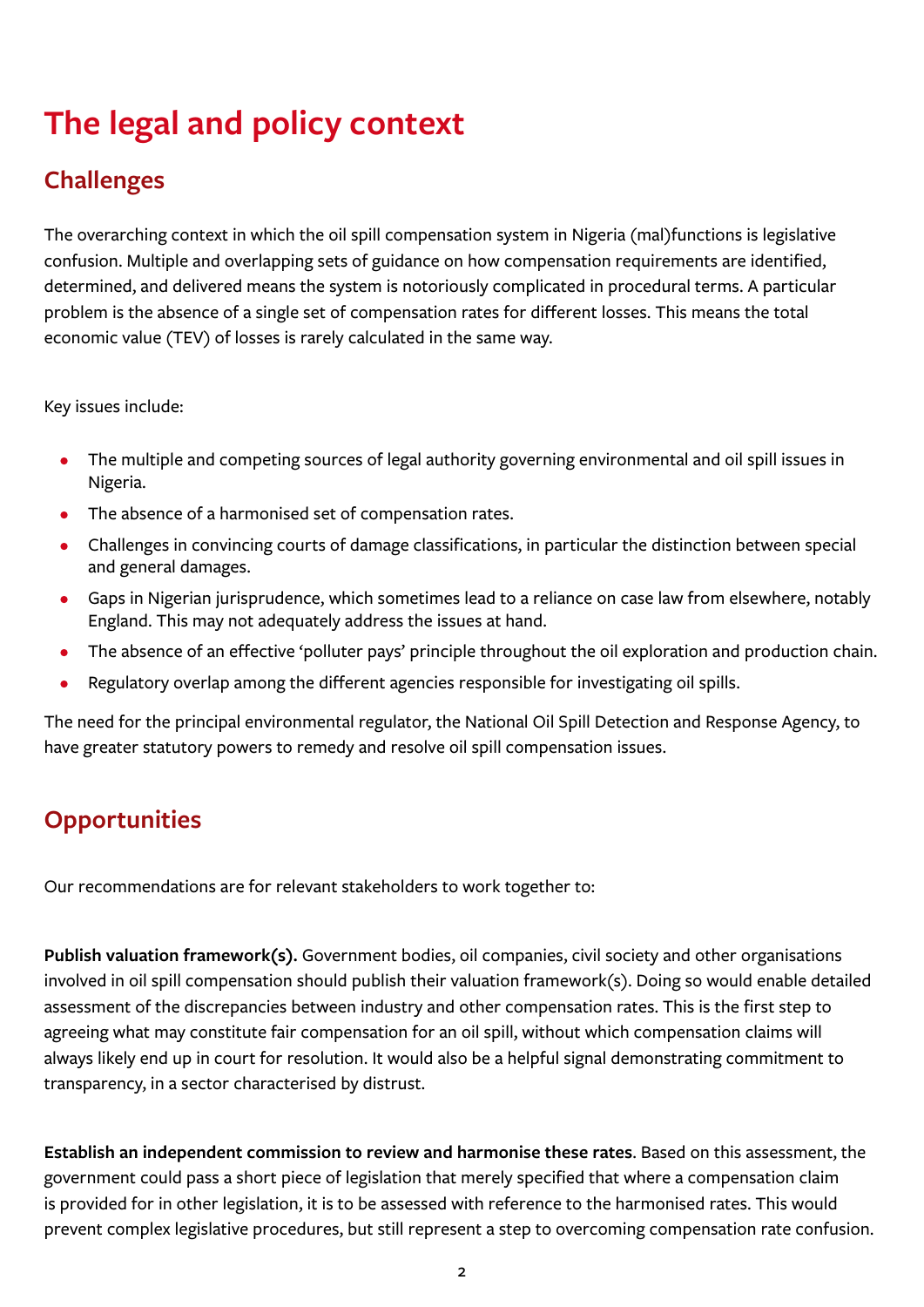# The legal and policy context

## Challenges

The overarching context in which the oil spill compensation system in Nigeria (mal)functions is legislative confusion. Multiple and overlapping sets of guidance on how compensation requirements are identified, determined, and delivered means the system is notoriously complicated in procedural terms. A particular problem is the absence of a single set of compensation rates for different losses. This means the total economic value (TEV) of losses is rarely calculated in the same way.

Key issues include:

- The multiple and competing sources of legal authority governing environmental and oil spill issues in Nigeria.
- The absence of a harmonised set of compensation rates.
- Challenges in convincing courts of damage classifications, in particular the distinction between special and general damages.
- Gaps in Nigerian jurisprudence, which sometimes lead to a reliance on case law from elsewhere, notably England. This may not adequately address the issues at hand.
- The absence of an effective 'polluter pays' principle throughout the oil exploration and production chain.
- Regulatory overlap among the different agencies responsible for investigating oil spills.

The need for the principal environmental regulator, the National Oil Spill Detection and Response Agency, to have greater statutory powers to remedy and resolve oil spill compensation issues.

## Opportunities

Our recommendations are for relevant stakeholders to work together to:

**Publish valuation framework(s).** Government bodies, oil companies, civil society and other organisations involved in oil spill compensation should publish their valuation framework(s). Doing so would enable detailed assessment of the discrepancies between industry and other compensation rates. This is the first step to agreeing what may constitute fair compensation for an oil spill, without which compensation claims will always likely end up in court for resolution. It would also be a helpful signal demonstrating commitment to transparency, in a sector characterised by distrust.

**Establish an independent commission to review and harmonise these rates**. Based on this assessment, the government could pass a short piece of legislation that merely specified that where a compensation claim is provided for in other legislation, it is to be assessed with reference to the harmonised rates. This would prevent complex legislative procedures, but still represent a step to overcoming compensation rate confusion.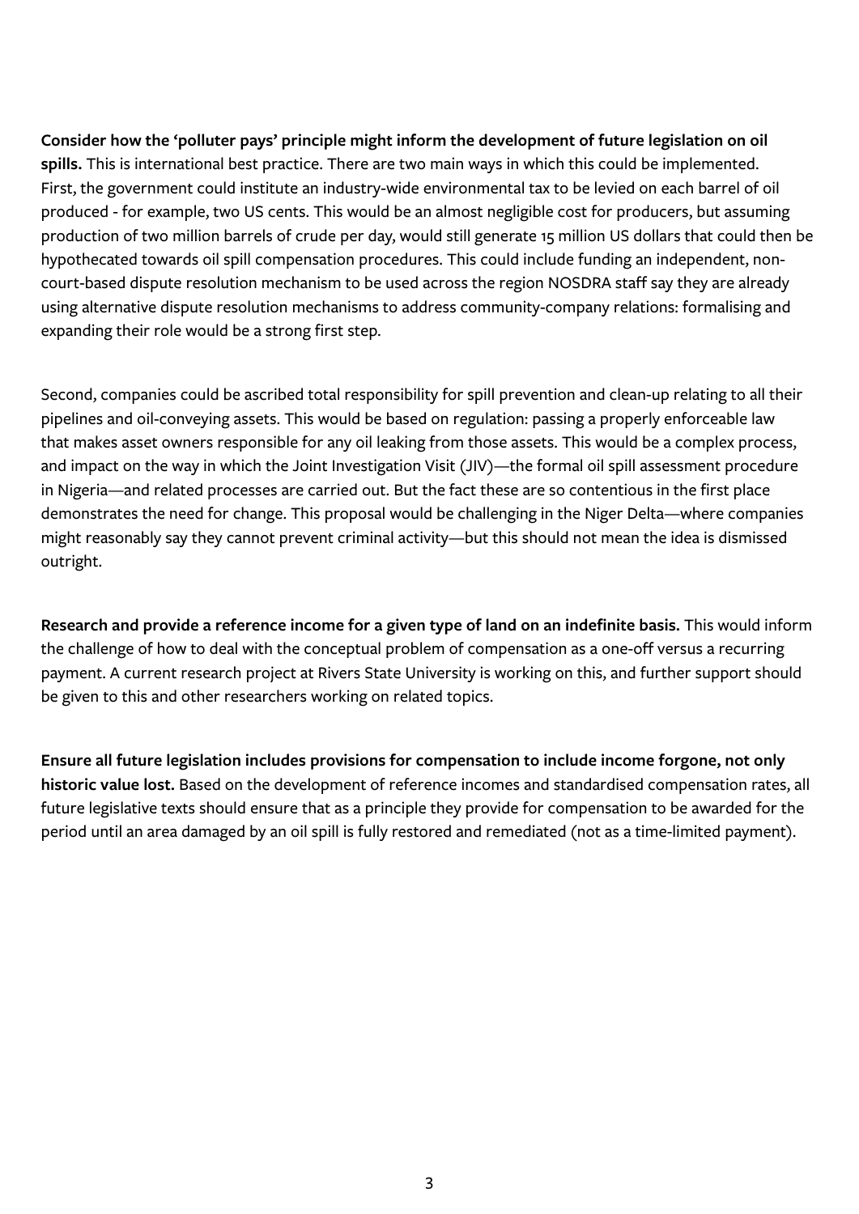**Consider how the 'polluter pays' principle might inform the development of future legislation on oil spills.** This is international best practice. There are two main ways in which this could be implemented. First, the government could institute an industry-wide environmental tax to be levied on each barrel of oil produced - for example, two US cents. This would be an almost negligible cost for producers, but assuming production of two million barrels of crude per day, would still generate 15 million US dollars that could then be hypothecated towards oil spill compensation procedures. This could include funding an independent, non-court-based dispute resolution mechanism to be used across the region NOSDRA staff say they are already using alternative dispute resolution mechanisms to address community-company relations: formalising and expanding their role would be a strong first step.

Second, companies could be ascribed total responsibility for spill prevention and clean-up relating to all their pipelines and oil-conveying assets. This would be based on regulation: passing a properly enforceable law that makes asset owners responsible for any oil leaking from those assets. This would be a complex process, and impact on the way in which the Joint Investigation Visit (JIV)—the formal oil spill assessment procedure in Nigeria—and related processes are carried out. But the fact these are so contentious in the first place demonstrates the need for change. This proposal would be challenging in the Niger Delta—where companies might reasonably say they cannot prevent criminal activity—but this should not mean the idea is dismissed outright.

**Research and provide a reference income for a given type of land on an indefinite basis.** This would inform the challenge of how to deal with the conceptual problem of compensation as a one-off versus a recurring payment. A current research project at Rivers State University is working on this, and further support should be given to this and other researchers working on related topics.

**Ensure all future legislation includes provisions for compensation to include income forgone, not only historic value lost.** Based on the development of reference incomes and standardised compensation rates, all future legislative texts should ensure that as a principle they provide for compensation to be awarded for the period until an area damaged by an oil spill is fully restored and remediated (not as a time-limited payment).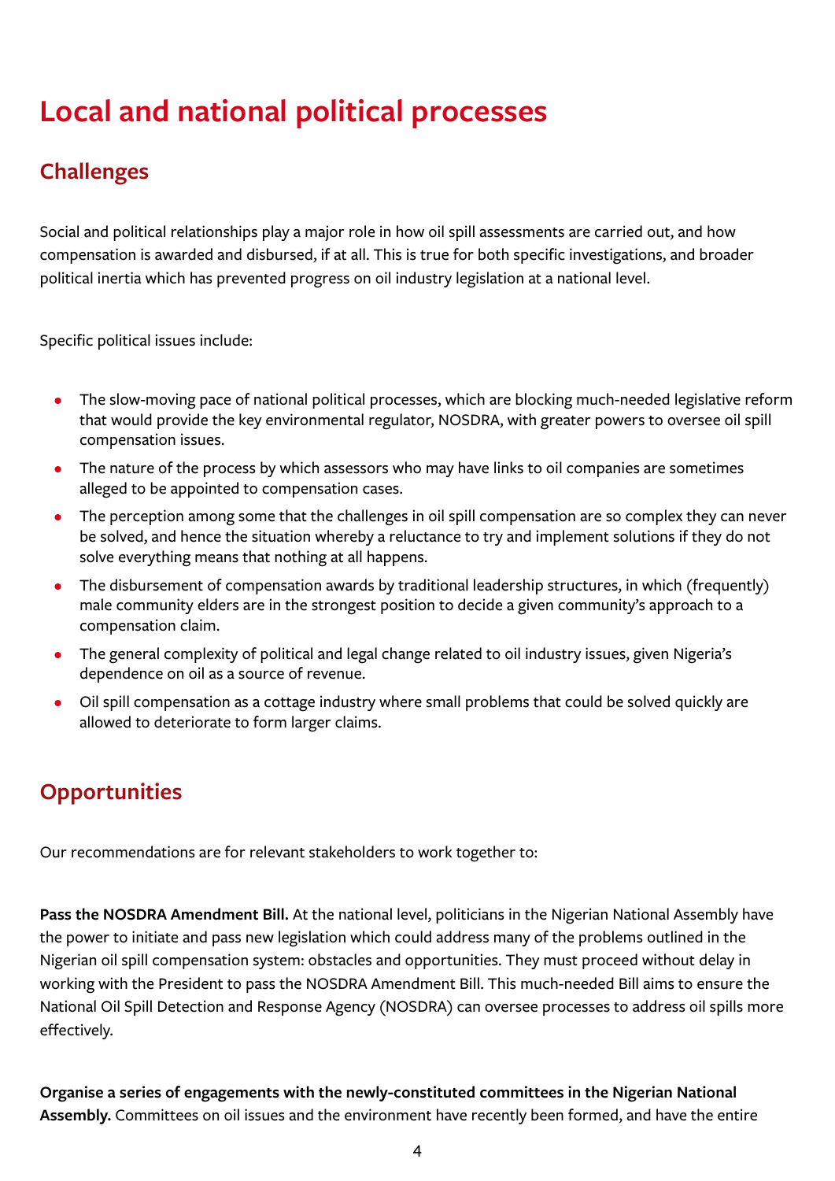# Local and national political processes

## Challenges

Social and political relationships play a major role in how oil spill assessments are carried out, and how compensation is awarded and disbursed, if at all. This is true for both specific investigations, and broader political inertia which has prevented progress on oil industry legislation at a national level.

Specific political issues include:

- The slow-moving pace of national political processes, which are blocking much-needed legislative reform that would provide the key environmental regulator, NOSDRA, with greater powers to oversee oil spill compensation issues.
- The nature of the process by which assessors who may have links to oil companies are sometimes alleged to be appointed to compensation cases.
- The perception among some that the challenges in oil spill compensation are so complex they can never be solved, and hence the situation whereby a reluctance to try and implement solutions if they do not solve everything means that nothing at all happens.
- The disbursement of compensation awards by traditional leadership structures, in which (frequently) male community elders are in the strongest position to decide a given community's approach to a compensation claim.
- The general complexity of political and legal change related to oil industry issues, given Nigeria's dependence on oil as a source of revenue.
- Oil spill compensation as a cottage industry where small problems that could be solved quickly are allowed to deteriorate to form larger claims.

## Opportunities

Our recommendations are for relevant stakeholders to work together to:

**Pass the NOSDRA Amendment Bill.** At the national level, politicians in the Nigerian National Assembly have the power to initiate and pass new legislation which could address many of the problems outlined in the Nigerian oil spill compensation system: obstacles and opportunities. They must proceed without delay in working with the President to pass the NOSDRA Amendment Bill. This much-needed Bill aims to ensure the National Oil Spill Detection and Response Agency (NOSDRA) can oversee processes to address oil spills more effectively.

**Organise a series of engagements with the newly-constituted committees in the Nigerian National Assembly.** Committees on oil issues and the environment have recently been formed, and have the entire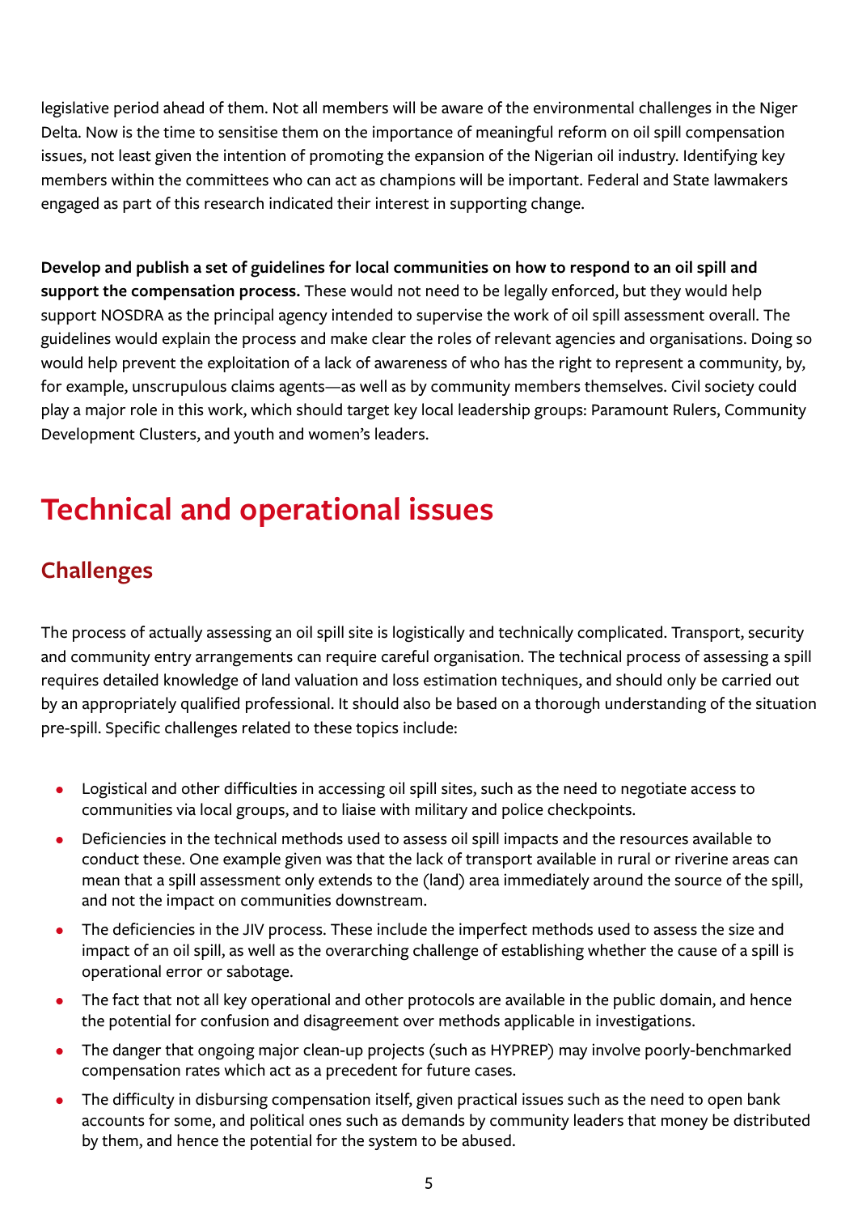legislative period ahead of them. Not all members will be aware of the environmental challenges in the Niger Delta. Now is the time to sensitise them on the importance of meaningful reform on oil spill compensation issues, not least given the intention of promoting the expansion of the Nigerian oil industry. Identifying key members within the committees who can act as champions will be important. Federal and State lawmakers engaged as part of this research indicated their interest in supporting change.

**Develop and publish a set of guidelines for local communities on how to respond to an oil spill and support the compensation process.** These would not need to be legally enforced, but they would help support NOSDRA as the principal agency intended to supervise the work of oil spill assessment overall. The guidelines would explain the process and make clear the roles of relevant agencies and organisations. Doing so would help prevent the exploitation of a lack of awareness of who has the right to represent a community, by, for example, unscrupulous claims agents—as well as by community members themselves. Civil society could play a major role in this work, which should target key local leadership groups: Paramount Rulers, Community Development Clusters, and youth and women's leaders.

# Technical and operational issues

## Challenges

The process of actually assessing an oil spill site is logistically and technically complicated. Transport, security and community entry arrangements can require careful organisation. The technical process of assessing a spill requires detailed knowledge of land valuation and loss estimation techniques, and should only be carried out by an appropriately qualified professional. It should also be based on a thorough understanding of the situation pre-spill. Specific challenges related to these topics include:

- Logistical and other difficulties in accessing oil spill sites, such as the need to negotiate access to communities via local groups, and to liaise with military and police checkpoints.
- Deficiencies in the technical methods used to assess oil spill impacts and the resources available to conduct these. One example given was that the lack of transport available in rural or riverine areas can mean that a spill assessment only extends to the (land) area immediately around the source of the spill, and not the impact on communities downstream.
- The deficiencies in the JIV process. These include the imperfect methods used to assess the size and impact of an oil spill, as well as the overarching challenge of establishing whether the cause of a spill is operational error or sabotage.
- The fact that not all key operational and other protocols are available in the public domain, and hence the potential for confusion and disagreement over methods applicable in investigations.
- The danger that ongoing major clean-up projects (such as HYPREP) may involve poorly-benchmarked compensation rates which act as a precedent for future cases.
- The difficulty in disbursing compensation itself, given practical issues such as the need to open bank accounts for some, and political ones such as demands by community leaders that money be distributed by them, and hence the potential for the system to be abused.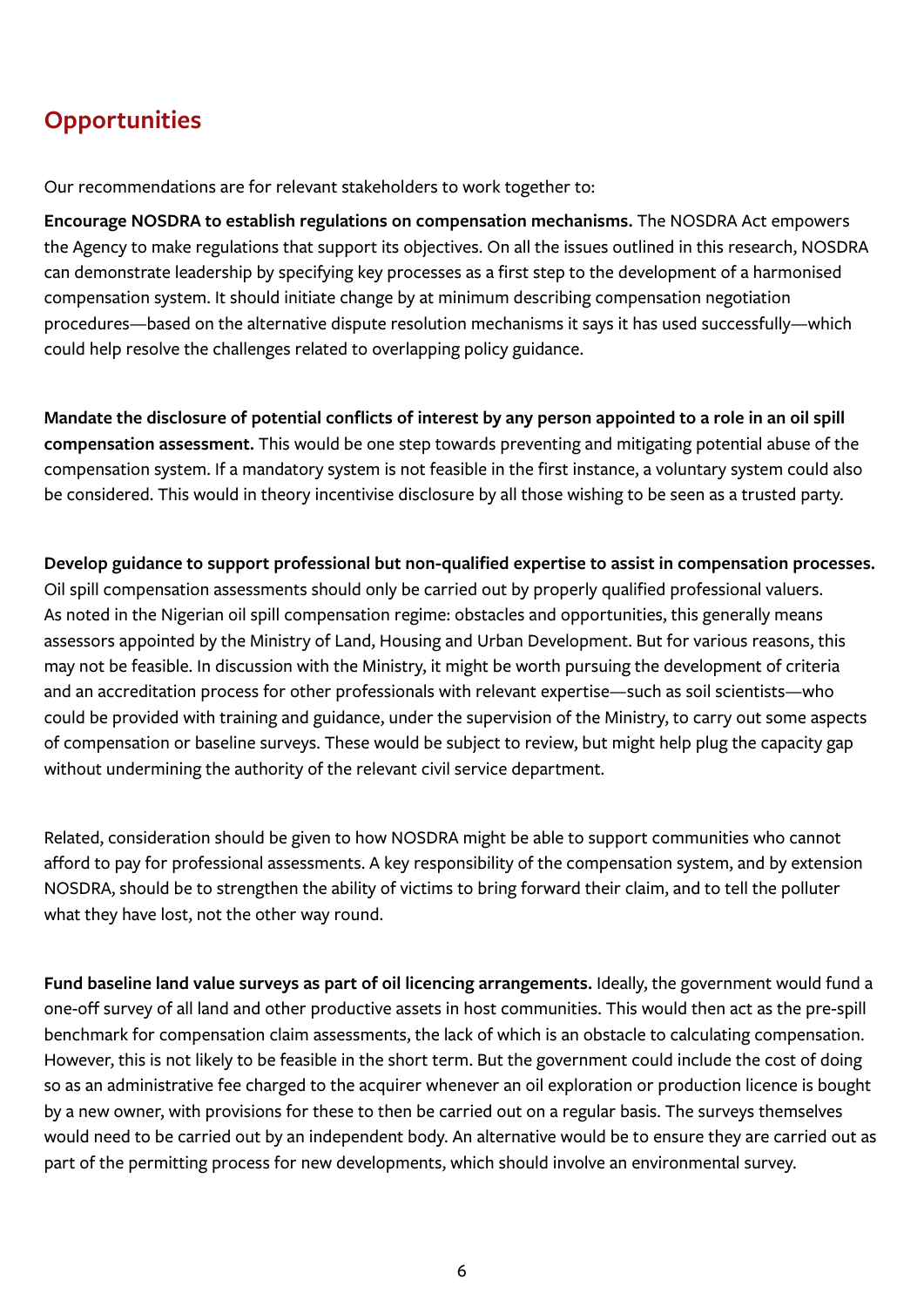## Opportunities

Our recommendations are for relevant stakeholders to work together to:

**Encourage NOSDRA to establish regulations on compensation mechanisms.** The NOSDRA Act empowers the Agency to make regulations that support its objectives. On all the issues outlined in this research, NOSDRA can demonstrate leadership by specifying key processes as a first step to the development of a harmonised compensation system. It should initiate change by at minimum describing compensation negotiation procedures—based on the alternative dispute resolution mechanisms it says it has used successfully—which could help resolve the challenges related to overlapping policy guidance.

**Mandate the disclosure of potential conflicts of interest by any person appointed to a role in an oil spill compensation assessment.** This would be one step towards preventing and mitigating potential abuse of the compensation system. If a mandatory system is not feasible in the first instance, a voluntary system could also be considered. This would in theory incentivise disclosure by all those wishing to be seen as a trusted party.

**Develop guidance to support professional but non-qualified expertise to assist in compensation processes.** Oil spill compensation assessments should only be carried out by properly qualified professional valuers. As noted in the Nigerian oil spill compensation regime: obstacles and opportunities, this generally means assessors appointed by the Ministry of Land, Housing and Urban Development. But for various reasons, this may not be feasible. In discussion with the Ministry, it might be worth pursuing the development of criteria and an accreditation process for other professionals with relevant expertise—such as soil scientists—who could be provided with training and guidance, under the supervision of the Ministry, to carry out some aspects of compensation or baseline surveys. These would be subject to review, but might help plug the capacity gap without undermining the authority of the relevant civil service department.

Related, consideration should be given to how NOSDRA might be able to support communities who cannot afford to pay for professional assessments. A key responsibility of the compensation system, and by extension NOSDRA, should be to strengthen the ability of victims to bring forward their claim, and to tell the polluter what they have lost, not the other way round.

**Fund baseline land value surveys as part of oil licencing arrangements.** Ideally, the government would fund a one-off survey of all land and other productive assets in host communities. This would then act as the pre-spill benchmark for compensation claim assessments, the lack of which is an obstacle to calculating compensation. However, this is not likely to be feasible in the short term. But the government could include the cost of doing so as an administrative fee charged to the acquirer whenever an oil exploration or production licence is bought by a new owner, with provisions for these to then be carried out on a regular basis. The surveys themselves would need to be carried out by an independent body. An alternative would be to ensure they are carried out as part of the permitting process for new developments, which should involve an environmental survey.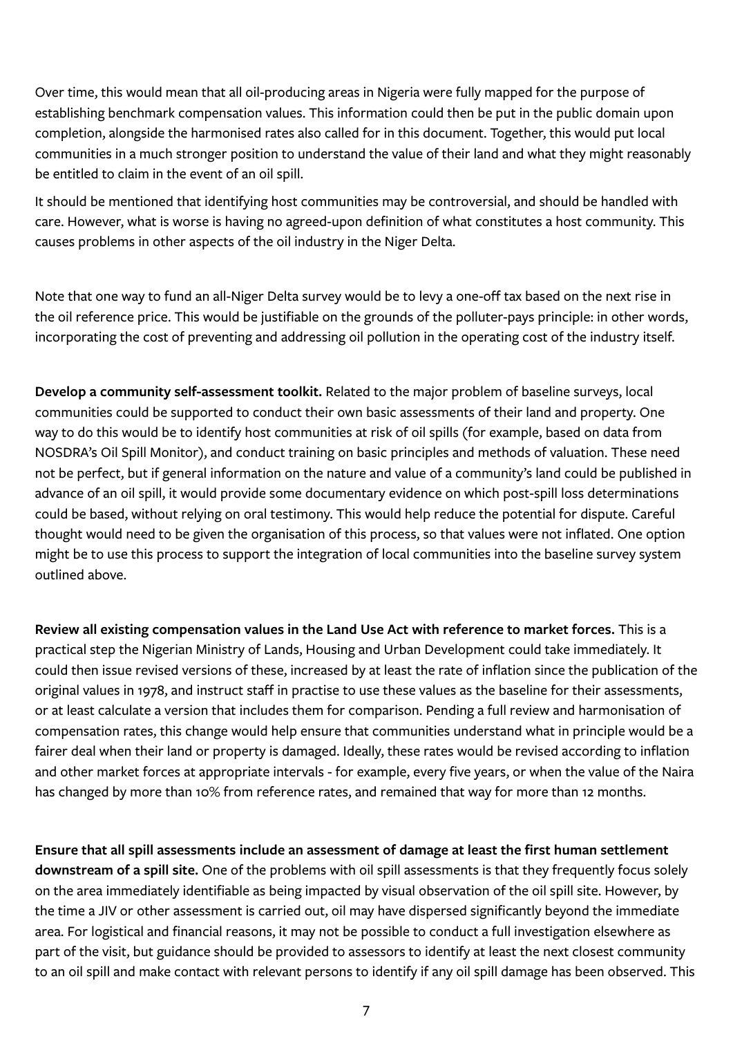Over time, this would mean that all oil-producing areas in Nigeria were fully mapped for the purpose of establishing benchmark compensation values. This information could then be put in the public domain upon completion, alongside the harmonised rates also called for in this document. Together, this would put local communities in a much stronger position to understand the value of their land and what they might reasonably be entitled to claim in the event of an oil spill.

It should be mentioned that identifying host communities may be controversial, and should be handled with care. However, what is worse is having no agreed-upon definition of what constitutes a host community. This causes problems in other aspects of the oil industry in the Niger Delta.

Note that one way to fund an all-Niger Delta survey would be to levy a one-off tax based on the next rise in the oil reference price. This would be justifiable on the grounds of the polluter-pays principle: in other words, incorporating the cost of preventing and addressing oil pollution in the operating cost of the industry itself.

**Develop a community self-assessment toolkit.** Related to the major problem of baseline surveys, local communities could be supported to conduct their own basic assessments of their land and property. One way to do this would be to identify host communities at risk of oil spills (for example, based on data from NOSDRA's Oil Spill Monitor), and conduct training on basic principles and methods of valuation. These need not be perfect, but if general information on the nature and value of a community's land could be published in advance of an oil spill, it would provide some documentary evidence on which post-spill loss determinations could be based, without relying on oral testimony. This would help reduce the potential for dispute. Careful thought would need to be given the organisation of this process, so that values were not inflated. One option might be to use this process to support the integration of local communities into the baseline survey system outlined above.

**Review all existing compensation values in the Land Use Act with reference to market forces.** This is a practical step the Nigerian Ministry of Lands, Housing and Urban Development could take immediately. It could then issue revised versions of these, increased by at least the rate of inflation since the publication of the original values in 1978, and instruct staff in practise to use these values as the baseline for their assessments, or at least calculate a version that includes them for comparison. Pending a full review and harmonisation of compensation rates, this change would help ensure that communities understand what in principle would be a fairer deal when their land or property is damaged. Ideally, these rates would be revised according to inflation and other market forces at appropriate intervals - for example, every five years, or when the value of the Naira has changed by more than 10% from reference rates, and remained that way for more than 12 months.

**Ensure that all spill assessments include an assessment of damage at least the first human settlement downstream of a spill site.** One of the problems with oil spill assessments is that they frequently focus solely on the area immediately identifiable as being impacted by visual observation of the oil spill site. However, by the time a JIV or other assessment is carried out, oil may have dispersed significantly beyond the immediate area. For logistical and financial reasons, it may not be possible to conduct a full investigation elsewhere as part of the visit, but guidance should be provided to assessors to identify at least the next closest community to an oil spill and make contact with relevant persons to identify if any oil spill damage has been observed. This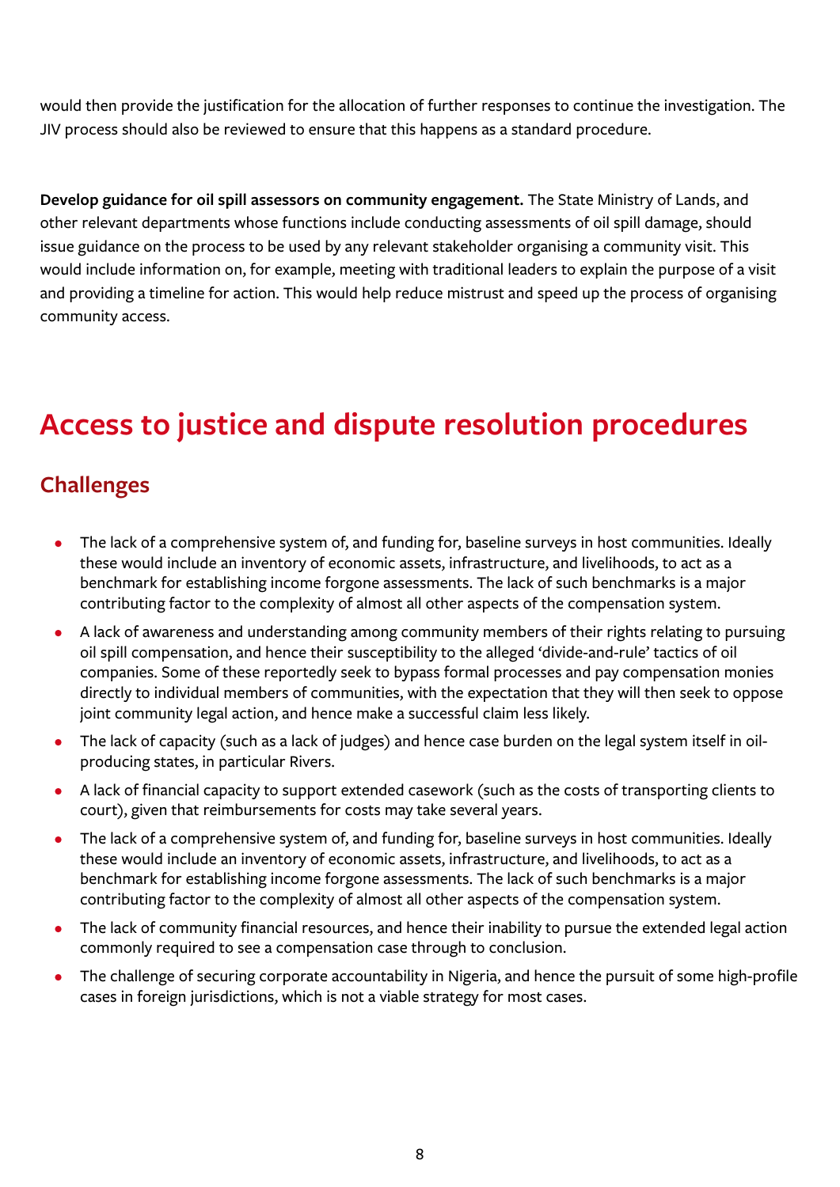would then provide the justification for the allocation of further responses to continue the investigation. The JIV process should also be reviewed to ensure that this happens as a standard procedure.

**Develop guidance for oil spill assessors on community engagement.** The State Ministry of Lands, and other relevant departments whose functions include conducting assessments of oil spill damage, should issue guidance on the process to be used by any relevant stakeholder organising a community visit. This would include information on, for example, meeting with traditional leaders to explain the purpose of a visit and providing a timeline for action. This would help reduce mistrust and speed up the process of organising community access.

# Access to justice and dispute resolution procedures

## Challenges

- The lack of a comprehensive system of, and funding for, baseline surveys in host communities. Ideally these would include an inventory of economic assets, infrastructure, and livelihoods, to act as a benchmark for establishing income forgone assessments. The lack of such benchmarks is a major contributing factor to the complexity of almost all other aspects of the compensation system.
- A lack of awareness and understanding among community members of their rights relating to pursuing oil spill compensation, and hence their susceptibility to the alleged 'divide-and-rule' tactics of oil companies. Some of these reportedly seek to bypass formal processes and pay compensation monies directly to individual members of communities, with the expectation that they will then seek to oppose joint community legal action, and hence make a successful claim less likely.
- The lack of capacity (such as a lack of judges) and hence case burden on the legal system itself in oil-producing states, in particular Rivers.
- A lack of financial capacity to support extended casework (such as the costs of transporting clients to court), given that reimbursements for costs may take several years.
- The lack of a comprehensive system of, and funding for, baseline surveys in host communities. Ideally these would include an inventory of economic assets, infrastructure, and livelihoods, to act as a benchmark for establishing income forgone assessments. The lack of such benchmarks is a major contributing factor to the complexity of almost all other aspects of the compensation system.
- The lack of community financial resources, and hence their inability to pursue the extended legal action commonly required to see a compensation case through to conclusion.
- The challenge of securing corporate accountability in Nigeria, and hence the pursuit of some high-profile cases in foreign jurisdictions, which is not a viable strategy for most cases.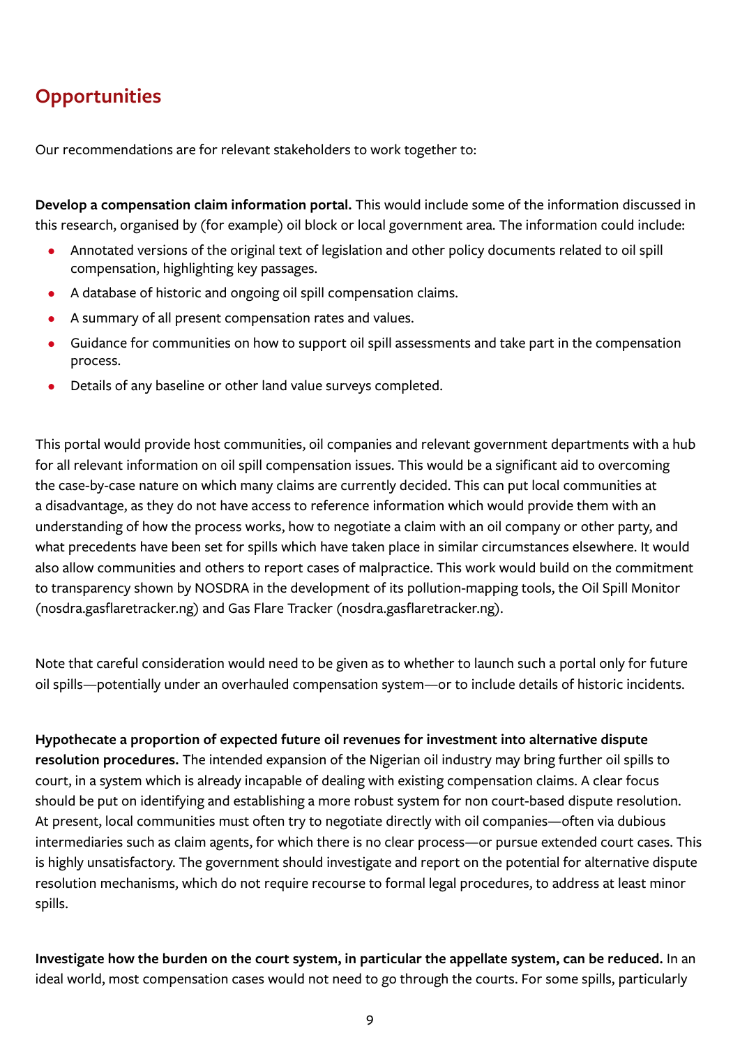## Opportunities

Our recommendations are for relevant stakeholders to work together to:

**Develop a compensation claim information portal.** This would include some of the information discussed in this research, organised by (for example) oil block or local government area. The information could include:

- Annotated versions of the original text of legislation and other policy documents related to oil spill compensation, highlighting key passages.
- A database of historic and ongoing oil spill compensation claims.
- A summary of all present compensation rates and values.
- Guidance for communities on how to support oil spill assessments and take part in the compensation process.
- Details of any baseline or other land value surveys completed.

This portal would provide host communities, oil companies and relevant government departments with a hub for all relevant information on oil spill compensation issues. This would be a significant aid to overcoming the case-by-case nature on which many claims are currently decided. This can put local communities at a disadvantage, as they do not have access to reference information which would provide them with an understanding of how the process works, how to negotiate a claim with an oil company or other party, and what precedents have been set for spills which have taken place in similar circumstances elsewhere. It would also allow communities and others to report cases of malpractice. This work would build on the commitment to transparency shown by NOSDRA in the development of its pollution-mapping tools, the Oil Spill Monitor (nosdra.gasflaretracker.ng) and Gas Flare Tracker (nosdra.gasflaretracker.ng).

Note that careful consideration would need to be given as to whether to launch such a portal only for future oil spills—potentially under an overhauled compensation system—or to include details of historic incidents.

**Hypothecate a proportion of expected future oil revenues for investment into alternative dispute resolution procedures.** The intended expansion of the Nigerian oil industry may bring further oil spills to court, in a system which is already incapable of dealing with existing compensation claims. A clear focus should be put on identifying and establishing a more robust system for non court-based dispute resolution. At present, local communities must often try to negotiate directly with oil companies—often via dubious intermediaries such as claim agents, for which there is no clear process—or pursue extended court cases. This is highly unsatisfactory. The government should investigate and report on the potential for alternative dispute resolution mechanisms, which do not require recourse to formal legal procedures, to address at least minor spills.

**Investigate how the burden on the court system, in particular the appellate system, can be reduced.** In an ideal world, most compensation cases would not need to go through the courts. For some spills, particularly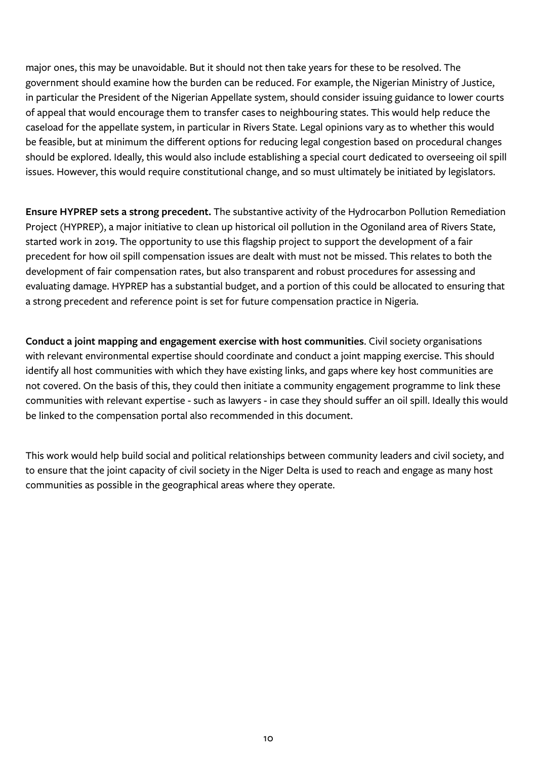major ones, this may be unavoidable. But it should not then take years for these to be resolved. The government should examine how the burden can be reduced. For example, the Nigerian Ministry of Justice, in particular the President of the Nigerian Appellate system, should consider issuing guidance to lower courts of appeal that would encourage them to transfer cases to neighbouring states. This would help reduce the caseload for the appellate system, in particular in Rivers State. Legal opinions vary as to whether this would be feasible, but at minimum the different options for reducing legal congestion based on procedural changes should be explored. Ideally, this would also include establishing a special court dedicated to overseeing oil spill issues. However, this would require constitutional change, and so must ultimately be initiated by legislators.

**Ensure HYPREP sets a strong precedent.** The substantive activity of the Hydrocarbon Pollution Remediation Project (HYPREP), a major initiative to clean up historical oil pollution in the Ogoniland area of Rivers State, started work in 2019. The opportunity to use this flagship project to support the development of a fair precedent for how oil spill compensation issues are dealt with must not be missed. This relates to both the development of fair compensation rates, but also transparent and robust procedures for assessing and evaluating damage. HYPREP has a substantial budget, and a portion of this could be allocated to ensuring that a strong precedent and reference point is set for future compensation practice in Nigeria.

**Conduct a joint mapping and engagement exercise with host communities**. Civil society organisations with relevant environmental expertise should coordinate and conduct a joint mapping exercise. This should identify all host communities with which they have existing links, and gaps where key host communities are not covered. On the basis of this, they could then initiate a community engagement programme to link these communities with relevant expertise - such as lawyers - in case they should suffer an oil spill. Ideally this would be linked to the compensation portal also recommended in this document.

This work would help build social and political relationships between community leaders and civil society, and to ensure that the joint capacity of civil society in the Niger Delta is used to reach and engage as many host communities as possible in the geographical areas where they operate.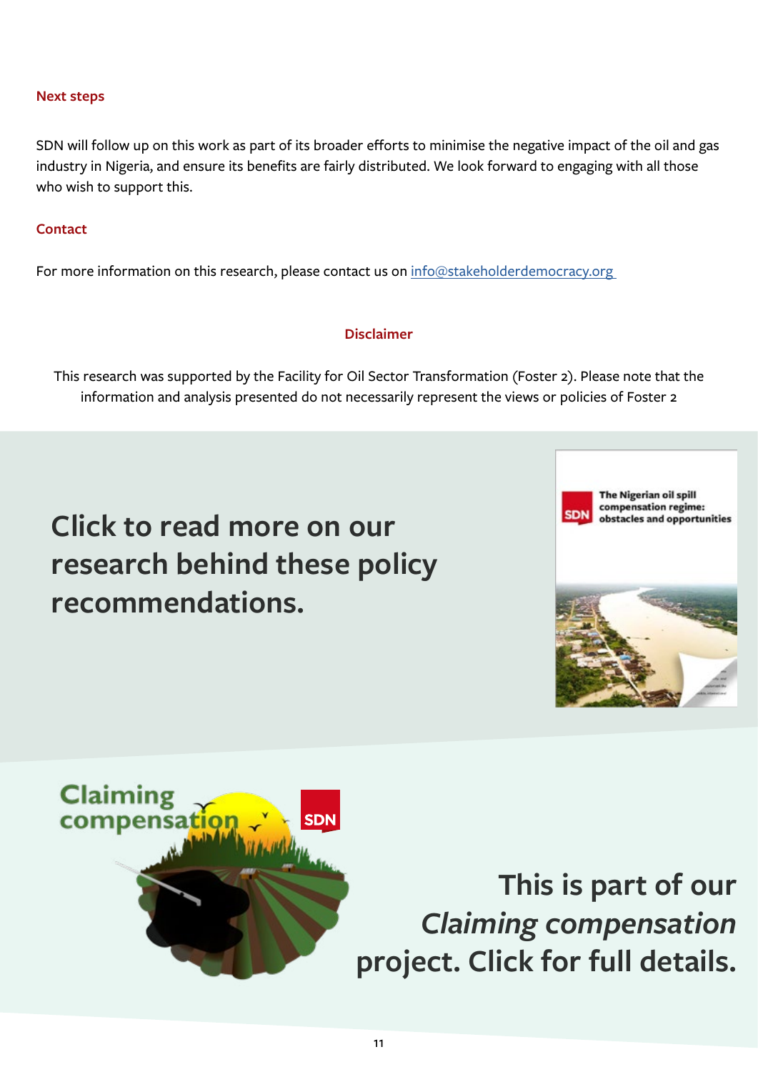## Next steps

SDN will follow up on this work as part of its broader efforts to minimise the negative impact of the oil and gas industry in Nigeria, and ensure its benefits are fairly distributed. We look forward to engaging with all those who wish to support this.

## Contact

For more information on this research, please contact us on [info@stakeholderdemocracy.org](mailto:info@stakeholderdemocracy.org)

## Disclaimer

This research was supported by the Facility for Oil Sector Transformation (Foster 2). Please note that the information and analysis presented do not necessarily represent the views or policies of Foster 2

**Click to read more on our research behind these policy recommendations.**

The Nigerian oil spill compensation regime: obstacles and opportunities

Claiming compensation

**This is part of our *Claiming compensation* project. Click for full details.**